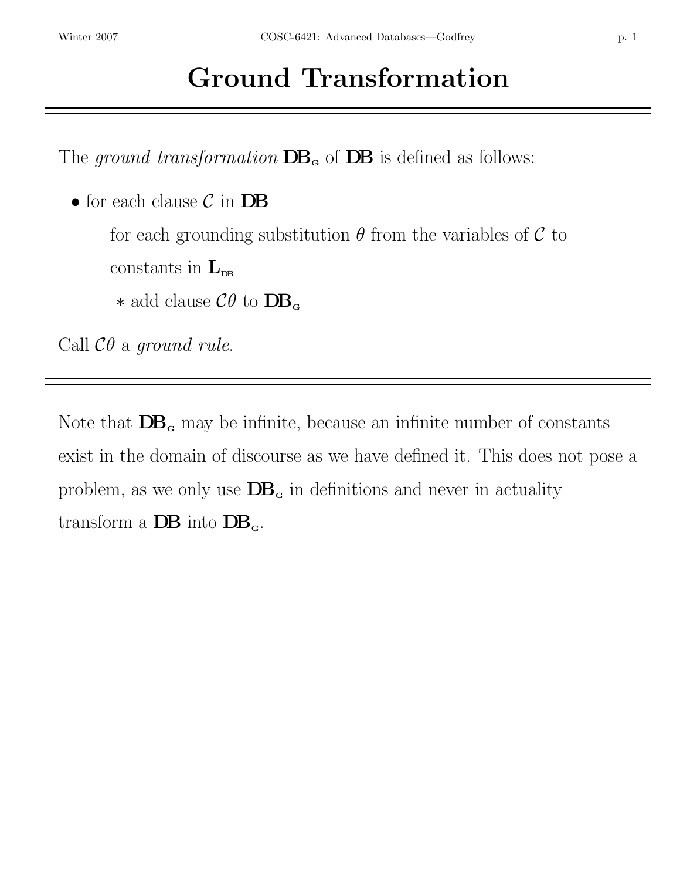# Ground Transformation

---

The *ground transformation* $\mathbf{DB}_{\mathrm{G}}$ of $\mathbf{DB}$ is defined as follows:

- for each clause $\mathcal{C}$ in $\mathbf{DB}$

  for each grounding substitution $\theta$ from the variables of $\mathcal{C}$ to constants in $\mathbf{L}_{\mathrm{DB}}$

  * add clause $\mathcal{C}\theta$ to $\mathbf{DB}_{\mathrm{G}}$

Call $\mathcal{C}\theta$ a *ground rule.*

---

Note that $\mathbf{DB}_{\mathrm{G}}$ may be infinite, because an infinite number of constants exist in the domain of discourse as we have defined it. This does not pose a problem, as we only use $\mathbf{DB}_{\mathrm{G}}$ in definitions and never in actuality transform a $\mathbf{DB}$ into $\mathbf{DB}_{\mathrm{G}}$.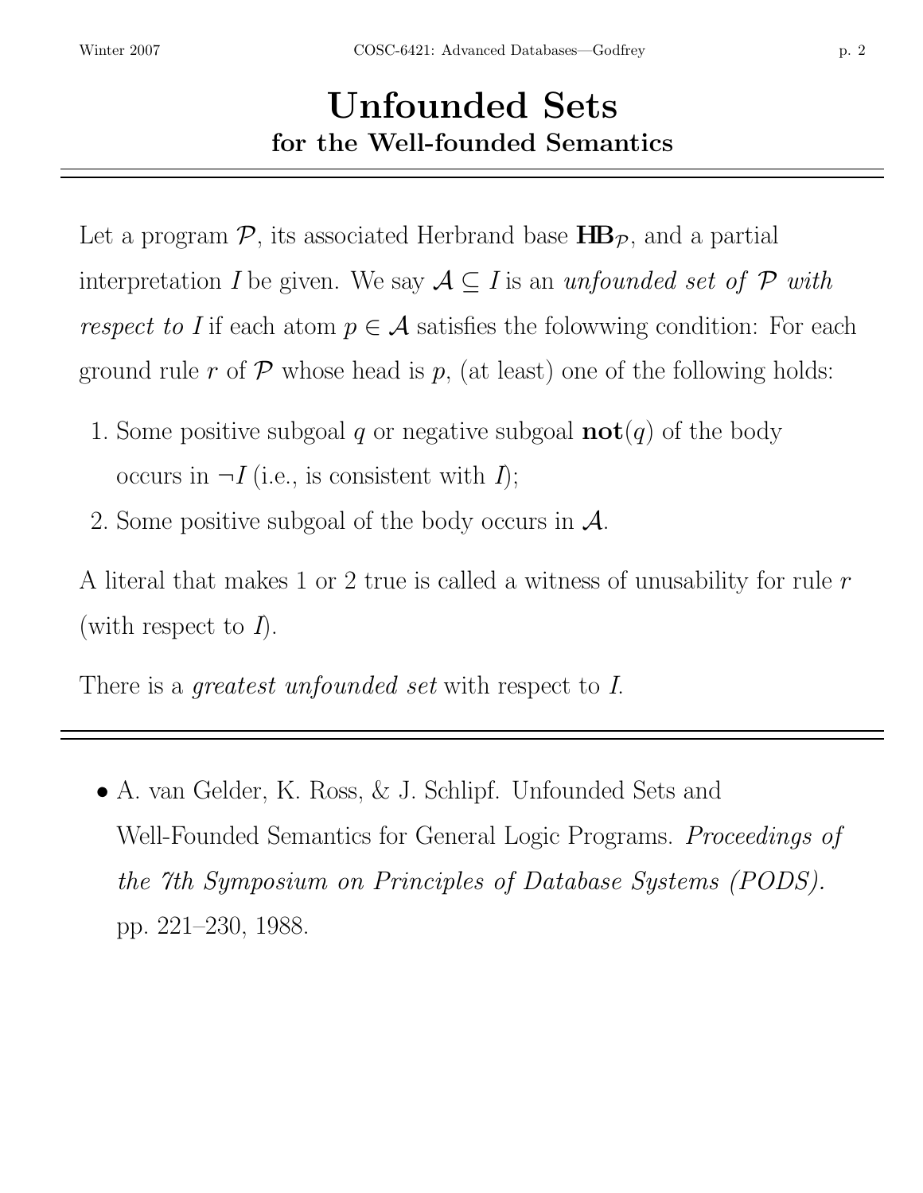# Unfounded Sets

## for the Well-founded Semantics

Let a program $\mathcal{P}$, its associated Herbrand base $\mathbf{HB}_{\mathcal{P}}$, and a partial interpretation $I$ be given. We say $\mathcal{A} \subseteq I$ is an *unfounded set of $\mathcal{P}$ with respect to $I$* if each atom $p \in \mathcal{A}$ satisfies the folowwing condition: For each ground rule $r$ of $\mathcal{P}$ whose head is $p$, (at least) one of the following holds:

1. Some positive subgoal $q$ or negative subgoal $\mathbf{not}(q)$ of the body occurs in $\neg I$ (i.e., is consistent with $I$);
2. Some positive subgoal of the body occurs in $\mathcal{A}$.

A literal that makes 1 or 2 true is called a witness of unusability for rule $r$ (with respect to $I$).

There is a *greatest unfounded set* with respect to $I$.

---

- A. van Gelder, K. Ross, & J. Schlipf. Unfounded Sets and Well-Founded Semantics for General Logic Programs. *Proceedings of the 7th Symposium on Principles of Database Systems (PODS).* pp. 221–230, 1988.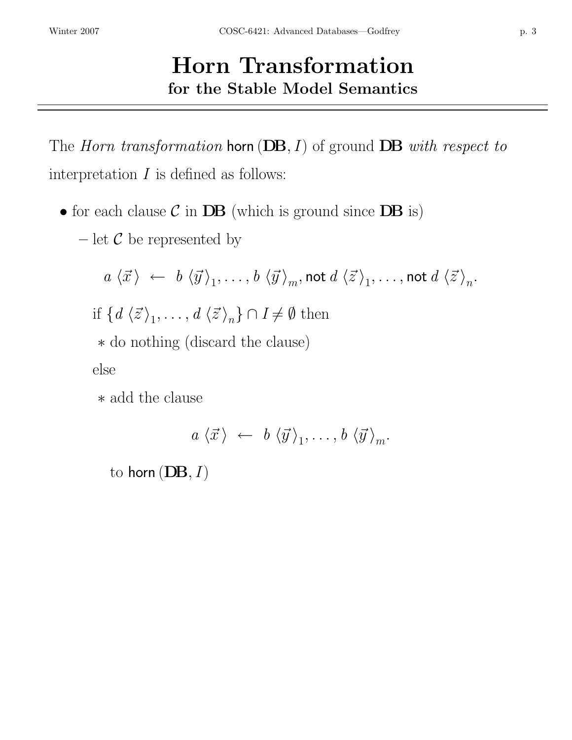# Horn Transformation

## for the Stable Model Semantics

---

The *Horn transformation* $\mathsf{horn}(\mathbf{DB}, I)$ of ground $\mathbf{DB}$ *with respect to* interpretation $I$ is defined as follows:

- for each clause $\mathcal{C}$ in $\mathbf{DB}$ (which is ground since $\mathbf{DB}$ is)
  - let $\mathcal{C}$ be represented by

    $$a\,\langle\vec{x}\,\rangle \;\leftarrow\; b\,\langle\vec{y}\,\rangle_1, \ldots, b\,\langle\vec{y}\,\rangle_m, \mathsf{not}\; d\,\langle\vec{z}\,\rangle_1, \ldots, \mathsf{not}\; d\,\langle\vec{z}\,\rangle_n.$$

    if $\{d\,\langle\vec{z}\,\rangle_1, \ldots, d\,\langle\vec{z}\,\rangle_n\} \cap I \neq \emptyset$ then

    * do nothing (discard the clause)

    else

    * add the clause

      $$a\,\langle\vec{x}\,\rangle \;\leftarrow\; b\,\langle\vec{y}\,\rangle_1, \ldots, b\,\langle\vec{y}\,\rangle_m.$$

      to $\mathsf{horn}(\mathbf{DB}, I)$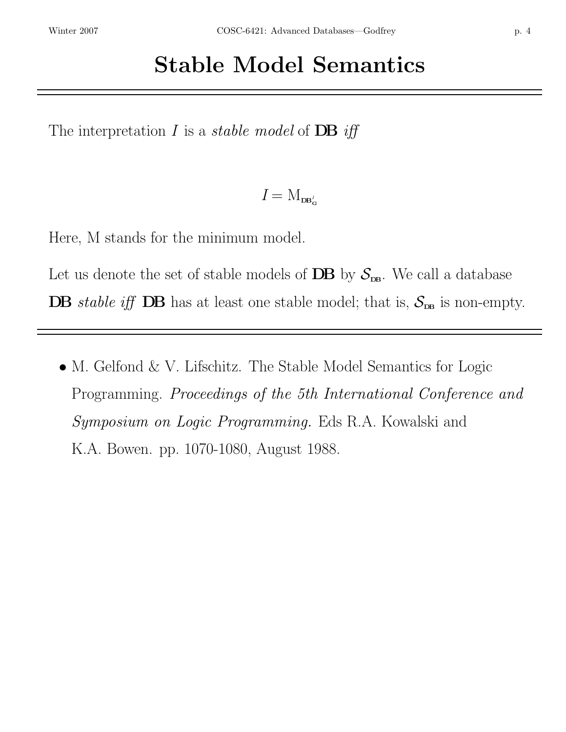# Stable Model Semantics

The interpretation $I$ is a *stable model* of **DB** *iff*

$$I = \mathrm{M}_{\mathbf{DB}'_{\mathbf{G}}}$$

Here, M stands for the minimum model.

Let us denote the set of stable models of **DB** by $\mathcal{S}_{\mathbf{DB}}$. We call a database **DB** *stable iff* **DB** has at least one stable model; that is, $\mathcal{S}_{\mathbf{DB}}$ is non-empty.

- M. Gelfond & V. Lifschitz. The Stable Model Semantics for Logic Programming. *Proceedings of the 5th International Conference and Symposium on Logic Programming.* Eds R.A. Kowalski and K.A. Bowen. pp. 1070-1080, August 1988.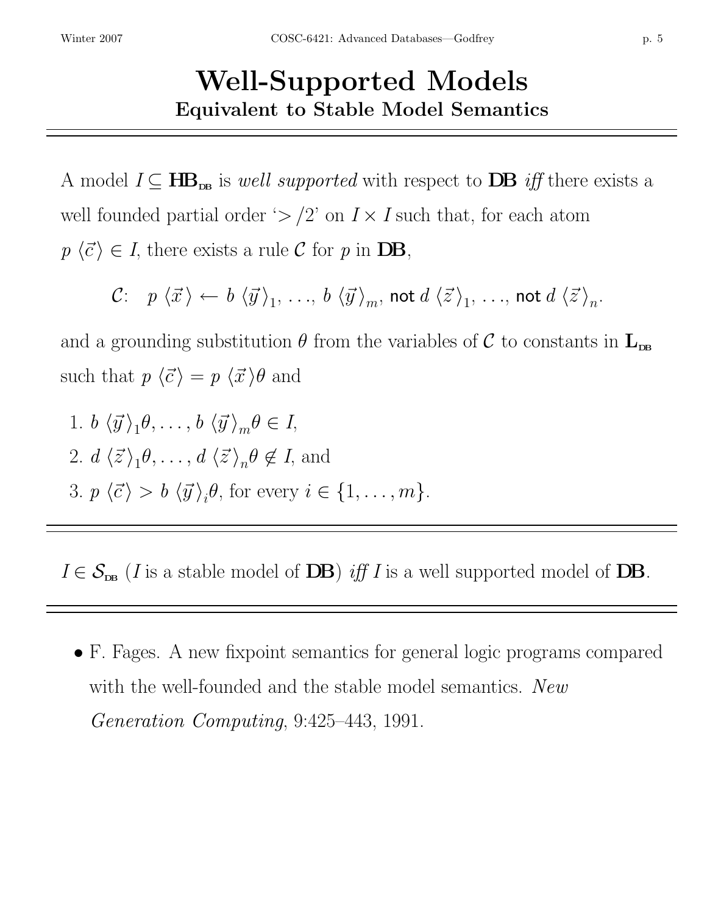# Well-Supported Models

## Equivalent to Stable Model Semantics

A model $I \subseteq \mathbf{HB}_{\mathrm{DB}}$ is *well supported* with respect to **DB** *iff* there exists a well founded partial order '$>/2$' on $I \times I$ such that, for each atom $p\ \langle\vec{c}\rangle \in I$, there exists a rule $\mathcal{C}$ for $p$ in **DB**,

$$\mathcal{C}: \quad p\ \langle\vec{x}\,\rangle \leftarrow b\ \langle\vec{y}\,\rangle_1,\ \ldots,\ b\ \langle\vec{y}\,\rangle_m,\ \mathsf{not}\ d\ \langle\vec{z}\,\rangle_1,\ \ldots,\ \mathsf{not}\ d\ \langle\vec{z}\,\rangle_n.$$

and a grounding substitution $\theta$ from the variables of $\mathcal{C}$ to constants in $\mathbf{L}_{\mathrm{DB}}$ such that $p\ \langle\vec{c}\rangle = p\ \langle\vec{x}\,\rangle\theta$ and

1. $b\ \langle\vec{y}\,\rangle_1\theta, \ldots, b\ \langle\vec{y}\,\rangle_m\theta \in I$,
2. $d\ \langle\vec{z}\,\rangle_1\theta, \ldots, d\ \langle\vec{z}\,\rangle_n\theta \notin I$, and
3. $p\ \langle\vec{c}\rangle > b\ \langle\vec{y}\,\rangle_i\theta$, for every $i \in \{1, \ldots, m\}$.

---

$I \in \mathcal{S}_{\mathrm{DB}}$ ($I$ is a stable model of **DB**) *iff* $I$ is a well supported model of **DB**.

---

- F. Fages. A new fixpoint semantics for general logic programs compared with the well-founded and the stable model semantics. *New Generation Computing*, 9:425–443, 1991.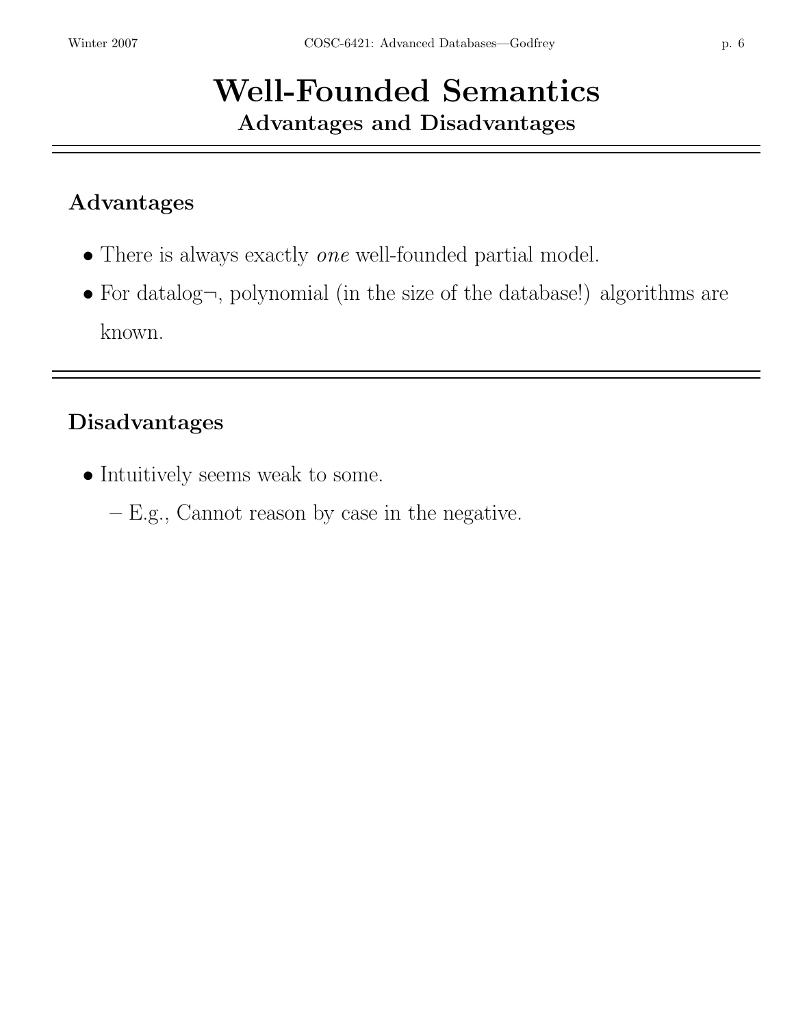# Well-Founded Semantics
## Advantages and Disadvantages

---

### Advantages

- There is always exactly *one* well-founded partial model.
- For datalog¬, polynomial (in the size of the database!) algorithms are known.

---

### Disadvantages

- Intuitively seems weak to some.
  - E.g., Cannot reason by case in the negative.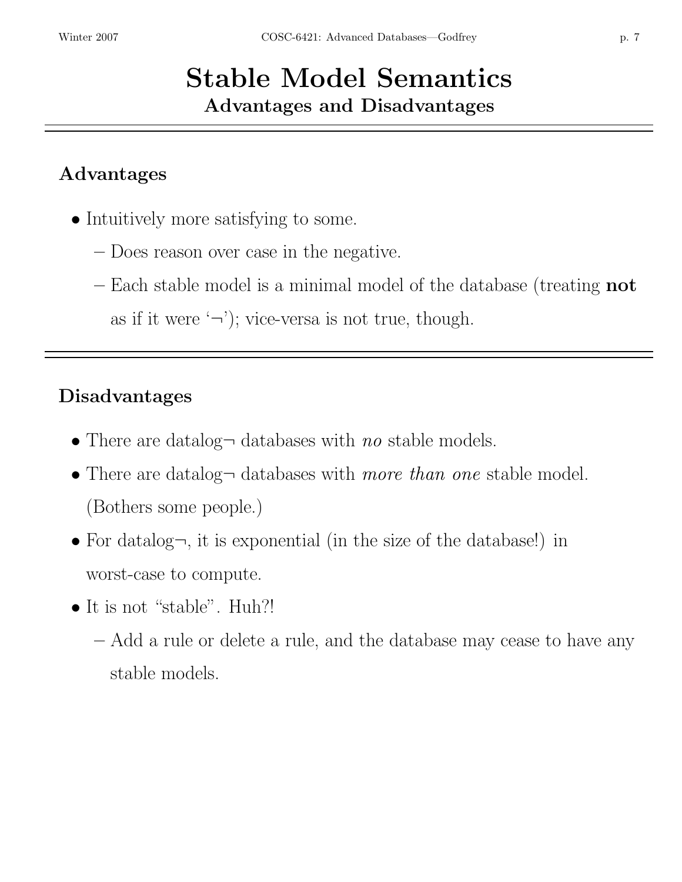# Stable Model Semantics

## Advantages and Disadvantages

### Advantages

- Intuitively more satisfying to some.
  - Does reason over case in the negative.
  - Each stable model is a minimal model of the database (treating **not** as if it were '¬'); vice-versa is not true, though.

### Disadvantages

- There are datalog¬ databases with *no* stable models.
- There are datalog¬ databases with *more than one* stable model. (Bothers some people.)
- For datalog¬, it is exponential (in the size of the database!) in worst-case to compute.
- It is not "stable". Huh?!
  - Add a rule or delete a rule, and the database may cease to have any stable models.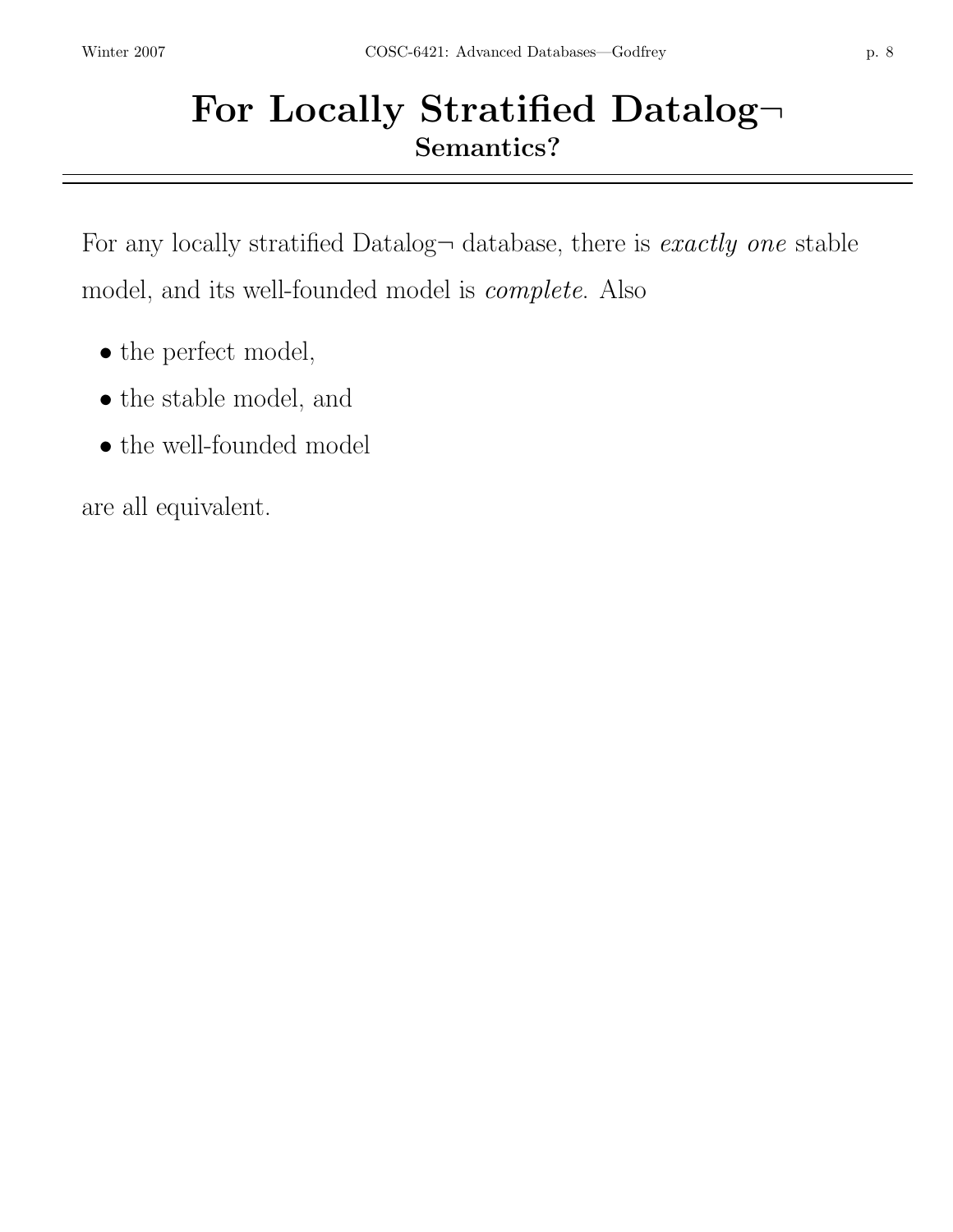# For Locally Stratified Datalog¬

## Semantics?

For any locally stratified Datalog¬ database, there is *exactly one* stable model, and its well-founded model is *complete*. Also

- the perfect model,
- the stable model, and
- the well-founded model

are all equivalent.